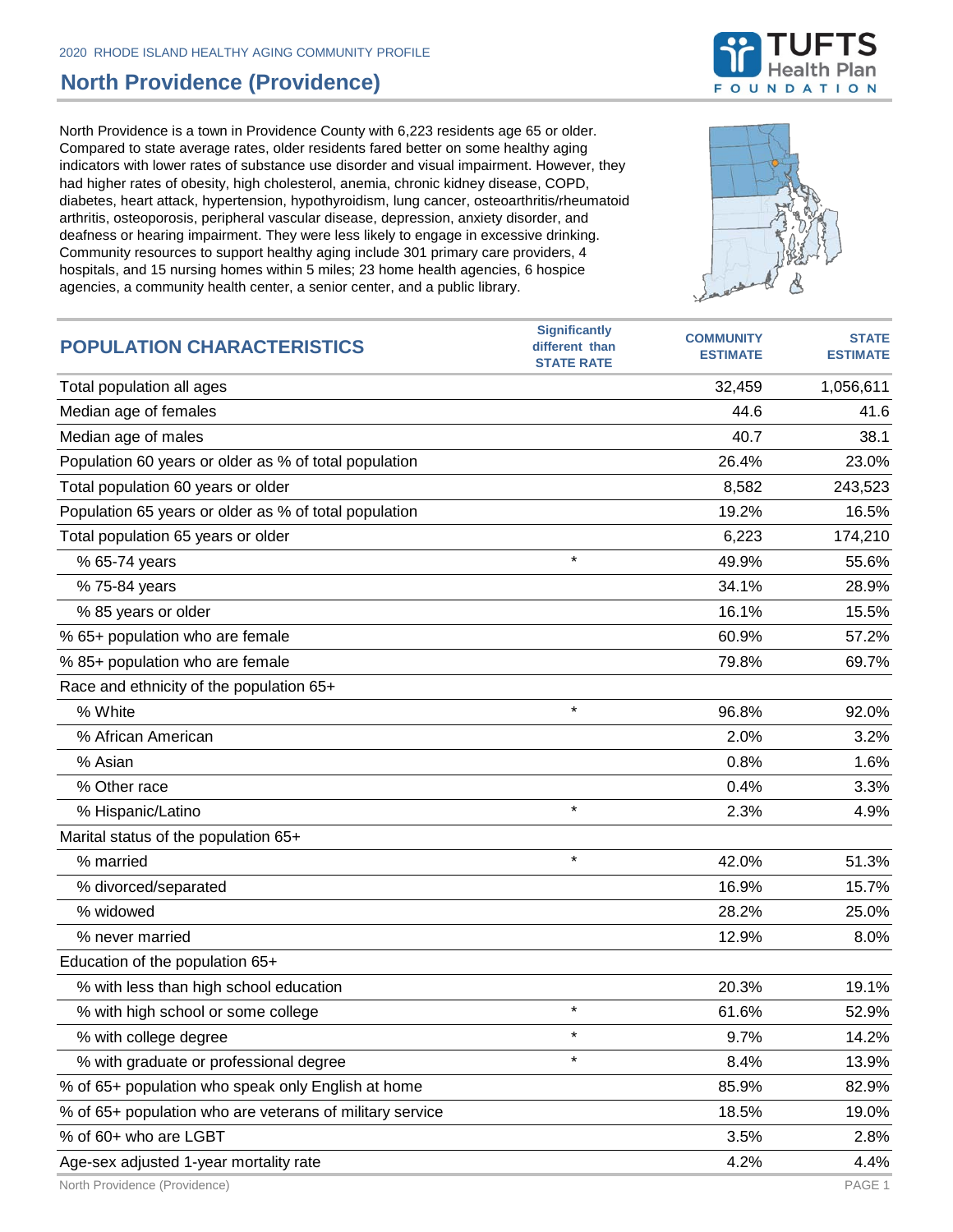2020 RHODE ISLAND HEALTHY AGING COMMUNITY PROFILE

# North Providence (Providence)

North Providence is a town in Providence County with 6,223 residents age 65 or older. Compared to state average rates, older residents fared better on some healthy aging indicators with lower rates of substance use disorder and visual impairment. However, they had higher rates of obesity, high cholesterol, anemia, chronic kidney disease, COPD, diabetes, heart attack, hypertension, hypothyroidism, lung cancer, osteoarthritis/rheumatoid arthritis, osteoporosis, peripheral vascular disease, depression, anxiety disorder, and deafness or hearing impairment. They were less likely to engage in excessive drinking. Community resources to support healthy aging include 301 primary care providers, 4 hospitals, and 15 nursing homes within 5 miles; 23 home health agencies, 6 hospice agencies, a community health center, a senior center, and a public library.

| POPULATION CHARACTERISTICS | Significantly different than STATE RATE | COMMUNITY ESTIMATE | STATE ESTIMATE |
|---|---|---|---|
| Total population all ages | | 32,459 | 1,056,611 |
| Median age of females | | 44.6 | 41.6 |
| Median age of males | | 40.7 | 38.1 |
| Population 60 years or older as % of total population | | 26.4% | 23.0% |
| Total population 60 years or older | | 8,582 | 243,523 |
| Population 65 years or older as % of total population | | 19.2% | 16.5% |
| Total population 65 years or older | | 6,223 | 174,210 |
| % 65-74 years | * | 49.9% | 55.6% |
| % 75-84 years | | 34.1% | 28.9% |
| % 85 years or older | | 16.1% | 15.5% |
| % 65+ population who are female | | 60.9% | 57.2% |
| % 85+ population who are female | | 79.8% | 69.7% |
| Race and ethnicity of the population 65+ | | | |
| % White | * | 96.8% | 92.0% |
| % African American | | 2.0% | 3.2% |
| % Asian | | 0.8% | 1.6% |
| % Other race | | 0.4% | 3.3% |
| % Hispanic/Latino | * | 2.3% | 4.9% |
| Marital status of the population 65+ | | | |
| % married | * | 42.0% | 51.3% |
| % divorced/separated | | 16.9% | 15.7% |
| % widowed | | 28.2% | 25.0% |
| % never married | | 12.9% | 8.0% |
| Education of the population 65+ | | | |
| % with less than high school education | | 20.3% | 19.1% |
| % with high school or some college | * | 61.6% | 52.9% |
| % with college degree | * | 9.7% | 14.2% |
| % with graduate or professional degree | * | 8.4% | 13.9% |
| % of 65+ population who speak only English at home | | 85.9% | 82.9% |
| % of 65+ population who are veterans of military service | | 18.5% | 19.0% |
| % of 60+ who are LGBT | | 3.5% | 2.8% |
| Age-sex adjusted 1-year mortality rate | | 4.2% | 4.4% |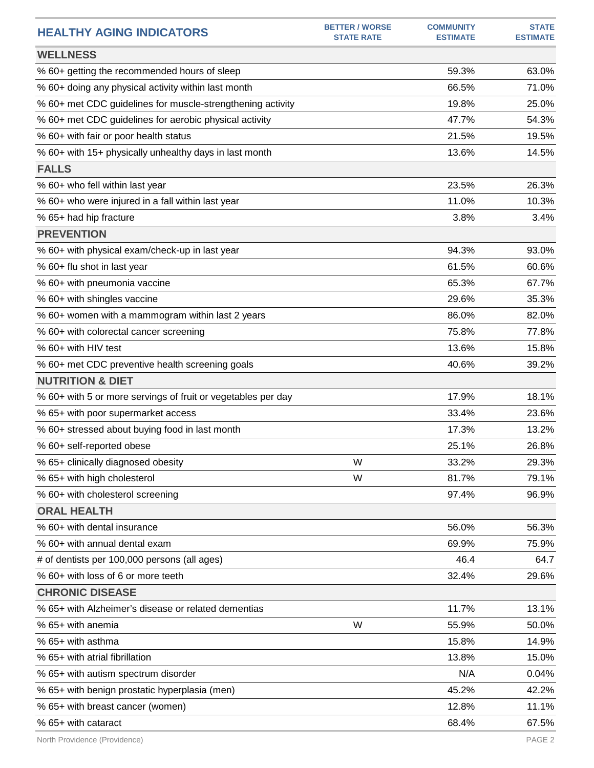| HEALTHY AGING INDICATORS | BETTER / WORSE STATE RATE | COMMUNITY ESTIMATE | STATE ESTIMATE |
|---|---|---|---|
| **WELLNESS** | | | |
| % 60+ getting the recommended hours of sleep | | 59.3% | 63.0% |
| % 60+ doing any physical activity within last month | | 66.5% | 71.0% |
| % 60+ met CDC guidelines for muscle-strengthening activity | | 19.8% | 25.0% |
| % 60+ met CDC guidelines for aerobic physical activity | | 47.7% | 54.3% |
| % 60+ with fair or poor health status | | 21.5% | 19.5% |
| % 60+ with 15+ physically unhealthy days in last month | | 13.6% | 14.5% |
| **FALLS** | | | |
| % 60+ who fell within last year | | 23.5% | 26.3% |
| % 60+ who were injured in a fall within last year | | 11.0% | 10.3% |
| % 65+ had hip fracture | | 3.8% | 3.4% |
| **PREVENTION** | | | |
| % 60+ with physical exam/check-up in last year | | 94.3% | 93.0% |
| % 60+ flu shot in last year | | 61.5% | 60.6% |
| % 60+ with pneumonia vaccine | | 65.3% | 67.7% |
| % 60+ with shingles vaccine | | 29.6% | 35.3% |
| % 60+ women with a mammogram within last 2 years | | 86.0% | 82.0% |
| % 60+ with colorectal cancer screening | | 75.8% | 77.8% |
| % 60+ with HIV test | | 13.6% | 15.8% |
| % 60+ met CDC preventive health screening goals | | 40.6% | 39.2% |
| **NUTRITION & DIET** | | | |
| % 60+ with 5 or more servings of fruit or vegetables per day | | 17.9% | 18.1% |
| % 65+ with poor supermarket access | | 33.4% | 23.6% |
| % 60+ stressed about buying food in last month | | 17.3% | 13.2% |
| % 60+ self-reported obese | | 25.1% | 26.8% |
| % 65+ clinically diagnosed obesity | W | 33.2% | 29.3% |
| % 65+ with high cholesterol | W | 81.7% | 79.1% |
| % 60+ with cholesterol screening | | 97.4% | 96.9% |
| **ORAL HEALTH** | | | |
| % 60+ with dental insurance | | 56.0% | 56.3% |
| % 60+ with annual dental exam | | 69.9% | 75.9% |
| # of dentists per 100,000 persons (all ages) | | 46.4 | 64.7 |
| % 60+ with loss of 6 or more teeth | | 32.4% | 29.6% |
| **CHRONIC DISEASE** | | | |
| % 65+ with Alzheimer's disease or related dementias | | 11.7% | 13.1% |
| % 65+ with anemia | W | 55.9% | 50.0% |
| % 65+ with asthma | | 15.8% | 14.9% |
| % 65+ with atrial fibrillation | | 13.8% | 15.0% |
| % 65+ with autism spectrum disorder | | N/A | 0.04% |
| % 65+ with benign prostatic hyperplasia (men) | | 45.2% | 42.2% |
| % 65+ with breast cancer (women) | | 12.8% | 11.1% |
| % 65+ with cataract | | 68.4% | 67.5% |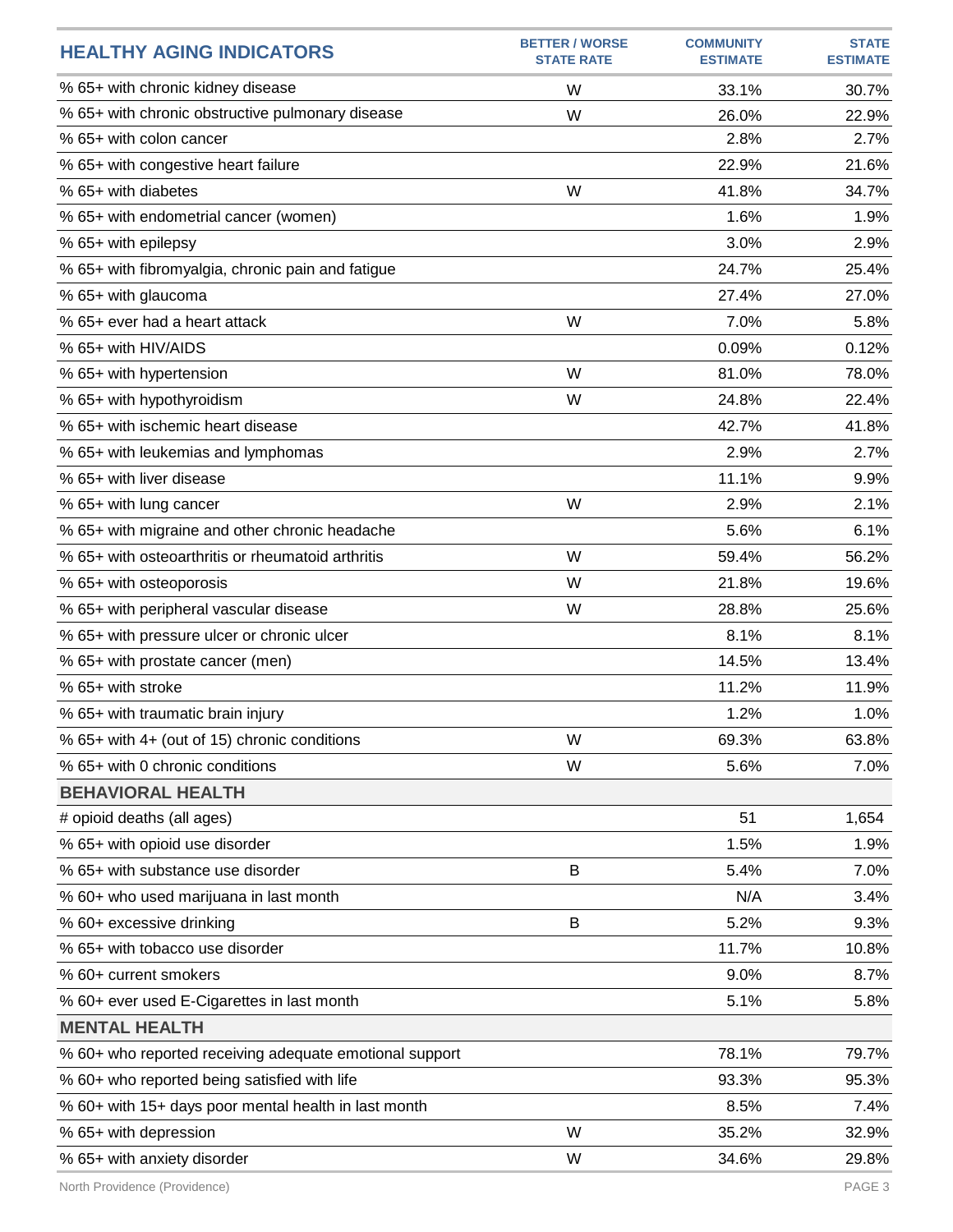| HEALTHY AGING INDICATORS | BETTER / WORSE STATE RATE | COMMUNITY ESTIMATE | STATE ESTIMATE |
|---|---|---|---|
| % 65+ with chronic kidney disease | W | 33.1% | 30.7% |
| % 65+ with chronic obstructive pulmonary disease | W | 26.0% | 22.9% |
| % 65+ with colon cancer | | 2.8% | 2.7% |
| % 65+ with congestive heart failure | | 22.9% | 21.6% |
| % 65+ with diabetes | W | 41.8% | 34.7% |
| % 65+ with endometrial cancer (women) | | 1.6% | 1.9% |
| % 65+ with epilepsy | | 3.0% | 2.9% |
| % 65+ with fibromyalgia, chronic pain and fatigue | | 24.7% | 25.4% |
| % 65+ with glaucoma | | 27.4% | 27.0% |
| % 65+ ever had a heart attack | W | 7.0% | 5.8% |
| % 65+ with HIV/AIDS | | 0.09% | 0.12% |
| % 65+ with hypertension | W | 81.0% | 78.0% |
| % 65+ with hypothyroidism | W | 24.8% | 22.4% |
| % 65+ with ischemic heart disease | | 42.7% | 41.8% |
| % 65+ with leukemias and lymphomas | | 2.9% | 2.7% |
| % 65+ with liver disease | | 11.1% | 9.9% |
| % 65+ with lung cancer | W | 2.9% | 2.1% |
| % 65+ with migraine and other chronic headache | | 5.6% | 6.1% |
| % 65+ with osteoarthritis or rheumatoid arthritis | W | 59.4% | 56.2% |
| % 65+ with osteoporosis | W | 21.8% | 19.6% |
| % 65+ with peripheral vascular disease | W | 28.8% | 25.6% |
| % 65+ with pressure ulcer or chronic ulcer | | 8.1% | 8.1% |
| % 65+ with prostate cancer (men) | | 14.5% | 13.4% |
| % 65+ with stroke | | 11.2% | 11.9% |
| % 65+ with traumatic brain injury | | 1.2% | 1.0% |
| % 65+ with 4+ (out of 15) chronic conditions | W | 69.3% | 63.8% |
| % 65+ with 0 chronic conditions | W | 5.6% | 7.0% |
| **BEHAVIORAL HEALTH** | | | |
| # opioid deaths (all ages) | | 51 | 1,654 |
| % 65+ with opioid use disorder | | 1.5% | 1.9% |
| % 65+ with substance use disorder | B | 5.4% | 7.0% |
| % 60+ who used marijuana in last month | | N/A | 3.4% |
| % 60+ excessive drinking | B | 5.2% | 9.3% |
| % 65+ with tobacco use disorder | | 11.7% | 10.8% |
| % 60+ current smokers | | 9.0% | 8.7% |
| % 60+ ever used E-Cigarettes in last month | | 5.1% | 5.8% |
| **MENTAL HEALTH** | | | |
| % 60+ who reported receiving adequate emotional support | | 78.1% | 79.7% |
| % 60+ who reported being satisfied with life | | 93.3% | 95.3% |
| % 60+ with 15+ days poor mental health in last month | | 8.5% | 7.4% |
| % 65+ with depression | W | 35.2% | 32.9% |
| % 65+ with anxiety disorder | W | 34.6% | 29.8% |

North Providence (Providence)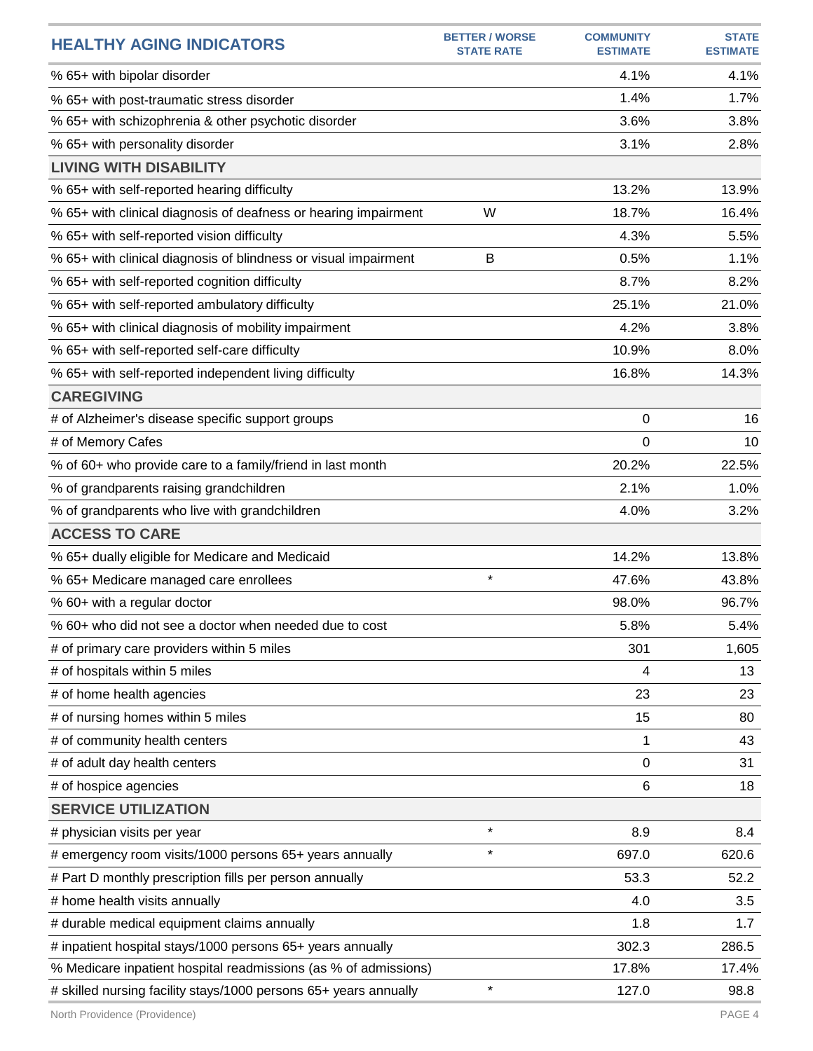| HEALTHY AGING INDICATORS | BETTER / WORSE STATE RATE | COMMUNITY ESTIMATE | STATE ESTIMATE |
|---|---|---|---|
| % 65+ with bipolar disorder | | 4.1% | 4.1% |
| % 65+ with post-traumatic stress disorder | | 1.4% | 1.7% |
| % 65+ with schizophrenia & other psychotic disorder | | 3.6% | 3.8% |
| % 65+ with personality disorder | | 3.1% | 2.8% |
| **LIVING WITH DISABILITY** | | | |
| % 65+ with self-reported hearing difficulty | | 13.2% | 13.9% |
| % 65+ with clinical diagnosis of deafness or hearing impairment | W | 18.7% | 16.4% |
| % 65+ with self-reported vision difficulty | | 4.3% | 5.5% |
| % 65+ with clinical diagnosis of blindness or visual impairment | B | 0.5% | 1.1% |
| % 65+ with self-reported cognition difficulty | | 8.7% | 8.2% |
| % 65+ with self-reported ambulatory difficulty | | 25.1% | 21.0% |
| % 65+ with clinical diagnosis of mobility impairment | | 4.2% | 3.8% |
| % 65+ with self-reported self-care difficulty | | 10.9% | 8.0% |
| % 65+ with self-reported independent living difficulty | | 16.8% | 14.3% |
| **CAREGIVING** | | | |
| # of Alzheimer's disease specific support groups | | 0 | 16 |
| # of Memory Cafes | | 0 | 10 |
| % of 60+ who provide care to a family/friend in last month | | 20.2% | 22.5% |
| % of grandparents raising grandchildren | | 2.1% | 1.0% |
| % of grandparents who live with grandchildren | | 4.0% | 3.2% |
| **ACCESS TO CARE** | | | |
| % 65+ dually eligible for Medicare and Medicaid | | 14.2% | 13.8% |
| % 65+ Medicare managed care enrollees | * | 47.6% | 43.8% |
| % 60+ with a regular doctor | | 98.0% | 96.7% |
| % 60+ who did not see a doctor when needed due to cost | | 5.8% | 5.4% |
| # of primary care providers within 5 miles | | 301 | 1,605 |
| # of hospitals within 5 miles | | 4 | 13 |
| # of home health agencies | | 23 | 23 |
| # of nursing homes within 5 miles | | 15 | 80 |
| # of community health centers | | 1 | 43 |
| # of adult day health centers | | 0 | 31 |
| # of hospice agencies | | 6 | 18 |
| **SERVICE UTILIZATION** | | | |
| # physician visits per year | * | 8.9 | 8.4 |
| # emergency room visits/1000 persons 65+ years annually | * | 697.0 | 620.6 |
| # Part D monthly prescription fills per person annually | | 53.3 | 52.2 |
| # home health visits annually | | 4.0 | 3.5 |
| # durable medical equipment claims annually | | 1.8 | 1.7 |
| # inpatient hospital stays/1000 persons 65+ years annually | | 302.3 | 286.5 |
| % Medicare inpatient hospital readmissions (as % of admissions) | | 17.8% | 17.4% |
| # skilled nursing facility stays/1000 persons 65+ years annually | * | 127.0 | 98.8 |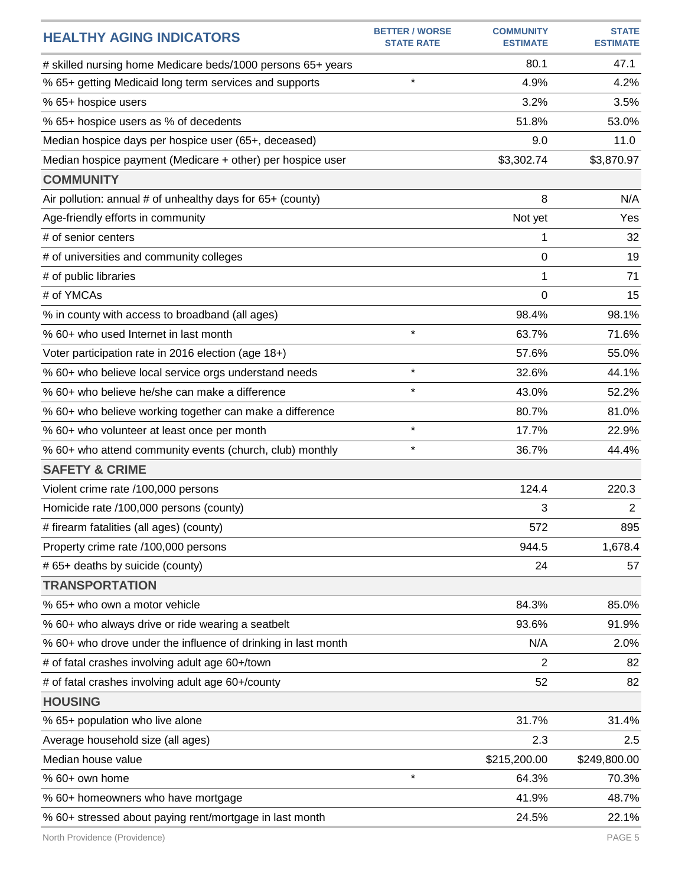| HEALTHY AGING INDICATORS | BETTER / WORSE STATE RATE | COMMUNITY ESTIMATE | STATE ESTIMATE |
|---|---|---|---|
| # skilled nursing home Medicare beds/1000 persons 65+ years | | 80.1 | 47.1 |
| % 65+ getting Medicaid long term services and supports | * | 4.9% | 4.2% |
| % 65+ hospice users | | 3.2% | 3.5% |
| % 65+ hospice users as % of decedents | | 51.8% | 53.0% |
| Median hospice days per hospice user (65+, deceased) | | 9.0 | 11.0 |
| Median hospice payment (Medicare + other) per hospice user | | $3,302.74 | $3,870.97 |
| **COMMUNITY** | | | |
| Air pollution: annual # of unhealthy days for 65+ (county) | | 8 | N/A |
| Age-friendly efforts in community | | Not yet | Yes |
| # of senior centers | | 1 | 32 |
| # of universities and community colleges | | 0 | 19 |
| # of public libraries | | 1 | 71 |
| # of YMCAs | | 0 | 15 |
| % in county with access to broadband (all ages) | | 98.4% | 98.1% |
| % 60+ who used Internet in last month | * | 63.7% | 71.6% |
| Voter participation rate in 2016 election (age 18+) | | 57.6% | 55.0% |
| % 60+ who believe local service orgs understand needs | * | 32.6% | 44.1% |
| % 60+ who believe he/she can make a difference | * | 43.0% | 52.2% |
| % 60+ who believe working together can make a difference | | 80.7% | 81.0% |
| % 60+ who volunteer at least once per month | * | 17.7% | 22.9% |
| % 60+ who attend community events (church, club) monthly | * | 36.7% | 44.4% |
| **SAFETY & CRIME** | | | |
| Violent crime rate /100,000 persons | | 124.4 | 220.3 |
| Homicide rate /100,000 persons (county) | | 3 | 2 |
| # firearm fatalities (all ages) (county) | | 572 | 895 |
| Property crime rate /100,000 persons | | 944.5 | 1,678.4 |
| # 65+ deaths by suicide (county) | | 24 | 57 |
| **TRANSPORTATION** | | | |
| % 65+ who own a motor vehicle | | 84.3% | 85.0% |
| % 60+ who always drive or ride wearing a seatbelt | | 93.6% | 91.9% |
| % 60+ who drove under the influence of drinking in last month | | N/A | 2.0% |
| # of fatal crashes involving adult age 60+/town | | 2 | 82 |
| # of fatal crashes involving adult age 60+/county | | 52 | 82 |
| **HOUSING** | | | |
| % 65+ population who live alone | | 31.7% | 31.4% |
| Average household size (all ages) | | 2.3 | 2.5 |
| Median house value | | $215,200.00 | $249,800.00 |
| % 60+ own home | * | 64.3% | 70.3% |
| % 60+ homeowners who have mortgage | | 41.9% | 48.7% |
| % 60+ stressed about paying rent/mortgage in last month | | 24.5% | 22.1% |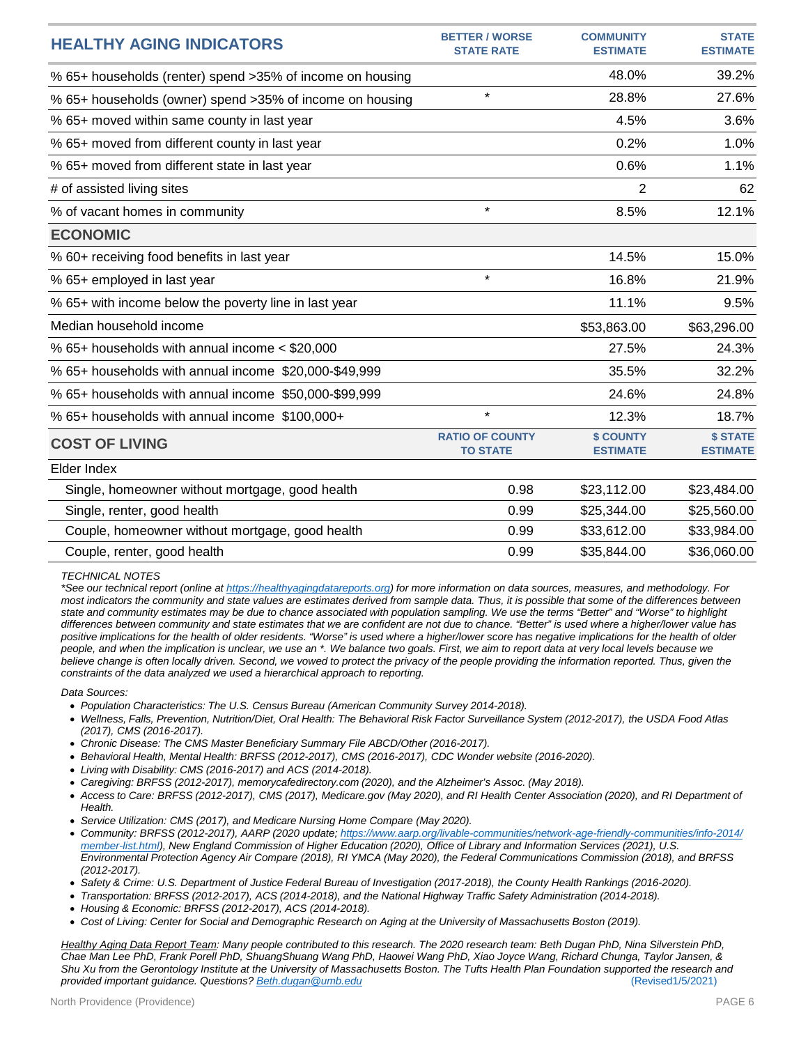| HEALTHY AGING INDICATORS | BETTER / WORSE STATE RATE | COMMUNITY ESTIMATE | STATE ESTIMATE |
|---|---|---|---|
| % 65+ households (renter) spend >35% of income on housing | | 48.0% | 39.2% |
| % 65+ households (owner) spend >35% of income on housing | * | 28.8% | 27.6% |
| % 65+ moved within same county in last year | | 4.5% | 3.6% |
| % 65+ moved from different county in last year | | 0.2% | 1.0% |
| % 65+ moved from different state in last year | | 0.6% | 1.1% |
| # of assisted living sites | | 2 | 62 |
| % of vacant homes in community | * | 8.5% | 12.1% |
| **ECONOMIC** | | | |
| % 60+ receiving food benefits in last year | | 14.5% | 15.0% |
| % 65+ employed in last year | * | 16.8% | 21.9% |
| % 65+ with income below the poverty line in last year | | 11.1% | 9.5% |
| Median household income | | $53,863.00 | $63,296.00 |
| % 65+ households with annual income < $20,000 | | 27.5% | 24.3% |
| % 65+ households with annual income $20,000-$49,999 | | 35.5% | 32.2% |
| % 65+ households with annual income $50,000-$99,999 | | 24.6% | 24.8% |
| % 65+ households with annual income $100,000+ | * | 12.3% | 18.7% |
| **COST OF LIVING** | **RATIO OF COUNTY TO STATE** | **$ COUNTY ESTIMATE** | **$ STATE ESTIMATE** |
| Elder Index | | | |
| Single, homeowner without mortgage, good health | 0.98 | $23,112.00 | $23,484.00 |
| Single, renter, good health | 0.99 | $25,344.00 | $25,560.00 |
| Couple, homeowner without mortgage, good health | 0.99 | $33,612.00 | $33,984.00 |
| Couple, renter, good health | 0.99 | $35,844.00 | $36,060.00 |

*TECHNICAL NOTES*

*\*See our technical report (online at https://healthyagingdatareports.org) for more information on data sources, measures, and methodology. For most indicators the community and state values are estimates derived from sample data. Thus, it is possible that some of the differences between state and community estimates may be due to chance associated with population sampling. We use the terms "Better" and "Worse" to highlight differences between community and state estimates that we are confident are not due to chance. "Better" is used where a higher/lower value has positive implications for the health of older residents. "Worse" is used where a higher/lower score has negative implications for the health of older people, and when the implication is unclear, we use an \*. We balance two goals. First, we aim to report data at very local levels because we believe change is often locally driven. Second, we vowed to protect the privacy of the people providing the information reported. Thus, given the constraints of the data analyzed we used a hierarchical approach to reporting.*

*Data Sources:*

- *Population Characteristics: The U.S. Census Bureau (American Community Survey 2014-2018).*
- *Wellness, Falls, Prevention, Nutrition/Diet, Oral Health: The Behavioral Risk Factor Surveillance System (2012-2017), the USDA Food Atlas (2017), CMS (2016-2017).*
- *Chronic Disease: The CMS Master Beneficiary Summary File ABCD/Other (2016-2017).*
- *Behavioral Health, Mental Health: BRFSS (2012-2017), CMS (2016-2017), CDC Wonder website (2016-2020).*
- *Living with Disability: CMS (2016-2017) and ACS (2014-2018).*
- *Caregiving: BRFSS (2012-2017), memorycafedirectory.com (2020), and the Alzheimer's Assoc. (May 2018).*
- *Access to Care: BRFSS (2012-2017), CMS (2017), Medicare.gov (May 2020), and RI Health Center Association (2020), and RI Department of Health.*
- *Service Utilization: CMS (2017), and Medicare Nursing Home Compare (May 2020).*
- *Community: BRFSS (2012-2017), AARP (2020 update; https://www.aarp.org/livable-communities/network-age-friendly-communities/info-2014/member-list.html), New England Commission of Higher Education (2020), Office of Library and Information Services (2021), U.S. Environmental Protection Agency Air Compare (2018), RI YMCA (May 2020), the Federal Communications Commission (2018), and BRFSS (2012-2017).*
- *Safety & Crime: U.S. Department of Justice Federal Bureau of Investigation (2017-2018), the County Health Rankings (2016-2020).*
- *Transportation: BRFSS (2012-2017), ACS (2014-2018), and the National Highway Traffic Safety Administration (2014-2018).*
- *Housing & Economic: BRFSS (2012-2017), ACS (2014-2018).*
- *Cost of Living: Center for Social and Demographic Research on Aging at the University of Massachusetts Boston (2019).*

*Healthy Aging Data Report Team: Many people contributed to this research. The 2020 research team: Beth Dugan PhD, Nina Silverstein PhD, Chae Man Lee PhD, Frank Porell PhD, ShuangShuang Wang PhD, Haowei Wang PhD, Xiao Joyce Wang, Richard Chunga, Taylor Jansen, & Shu Xu from the Gerontology Institute at the University of Massachusetts Boston. The Tufts Health Plan Foundation supported the research and provided important guidance. Questions? Beth.dugan@umb.edu* (Revised1/5/2021)